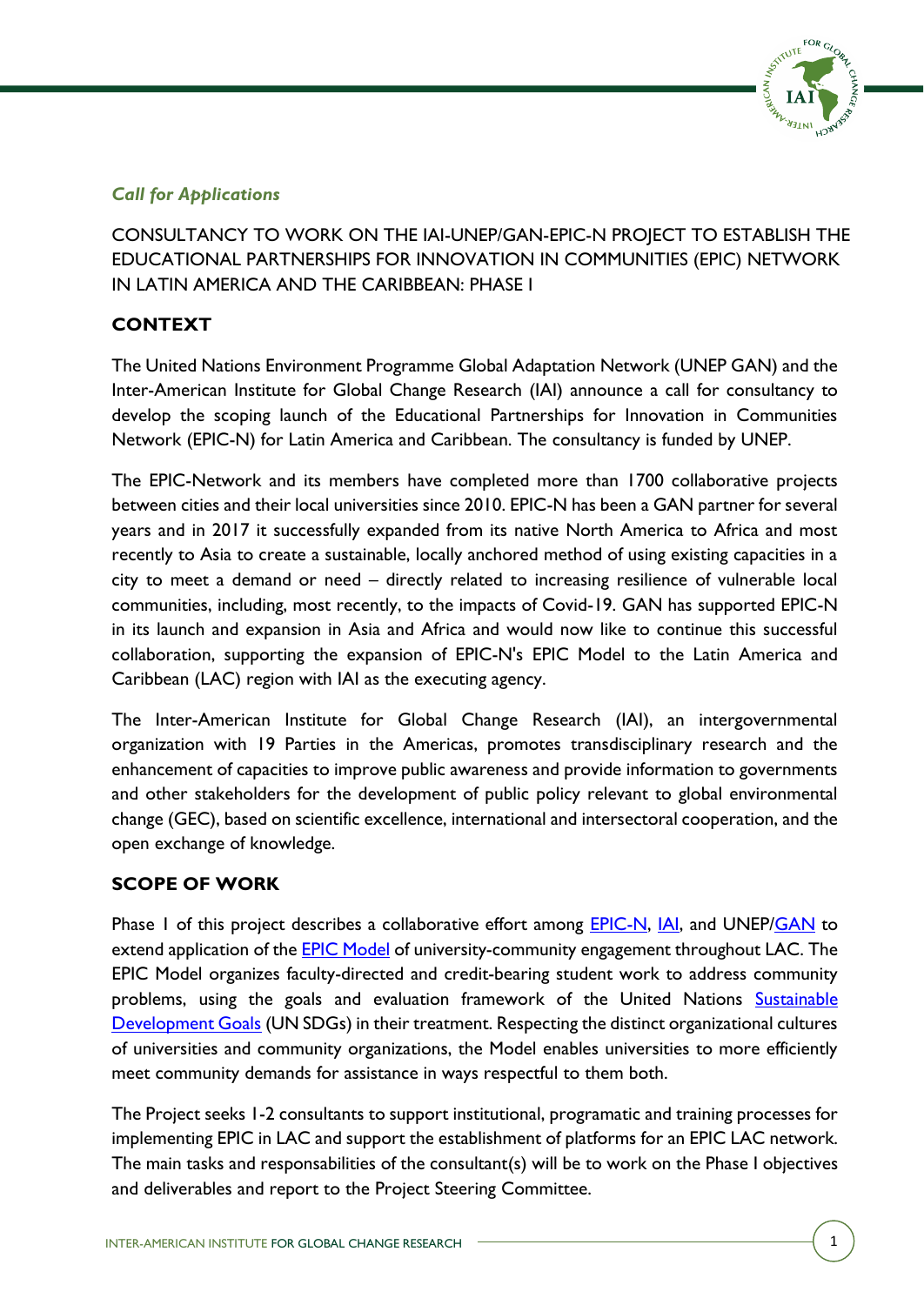*Call for Applications*

CONSULTANCY TO WORK ON THE IAI-UNEP/GAN-EPIC-N PROJECT TO ESTABLISH THE EDUCATIONAL PARTNERSHIPS FOR INNOVATION IN COMMUNITIES (EPIC) NETWORK IN LATIN AMERICA AND THE CARIBBEAN: PHASE I

## CONTEXT

The United Nations Environment Programme Global Adaptation Network (UNEP GAN) and the Inter-American Institute for Global Change Research (IAI) announce a call for consultancy to develop the scoping launch of the Educational Partnerships for Innovation in Communities Network (EPIC-N) for Latin America and Caribbean. The consultancy is funded by UNEP.

The EPIC-Network and its members have completed more than 1700 collaborative projects between cities and their local universities since 2010. EPIC-N has been a GAN partner for several years and in 2017 it successfully expanded from its native North America to Africa and most recently to Asia to create a sustainable, locally anchored method of using existing capacities in a city to meet a demand or need – directly related to increasing resilience of vulnerable local communities, including, most recently, to the impacts of Covid-19. GAN has supported EPIC-N in its launch and expansion in Asia and Africa and would now like to continue this successful collaboration, supporting the expansion of EPIC-N's EPIC Model to the Latin America and Caribbean (LAC) region with IAI as the executing agency.

The Inter-American Institute for Global Change Research (IAI), an intergovernmental organization with 19 Parties in the Americas, promotes transdisciplinary research and the enhancement of capacities to improve public awareness and provide information to governments and other stakeholders for the development of public policy relevant to global environmental change (GEC), based on scientific excellence, international and intersectoral cooperation, and the open exchange of knowledge.

## SCOPE OF WORK

Phase I of this project describes a collaborative effort among EPIC-N, IAI, and UNEP/GAN to extend application of the EPIC Model of university-community engagement throughout LAC. The EPIC Model organizes faculty-directed and credit-bearing student work to address community problems, using the goals and evaluation framework of the United Nations Sustainable Development Goals (UN SDGs) in their treatment. Respecting the distinct organizational cultures of universities and community organizations, the Model enables universities to more efficiently meet community demands for assistance in ways respectful to them both.

The Project seeks 1-2 consultants to support institutional, programatic and training processes for implementing EPIC in LAC and support the establishment of platforms for an EPIC LAC network. The main tasks and responsabilities of the consultant(s) will be to work on the Phase I objectives and deliverables and report to the Project Steering Committee.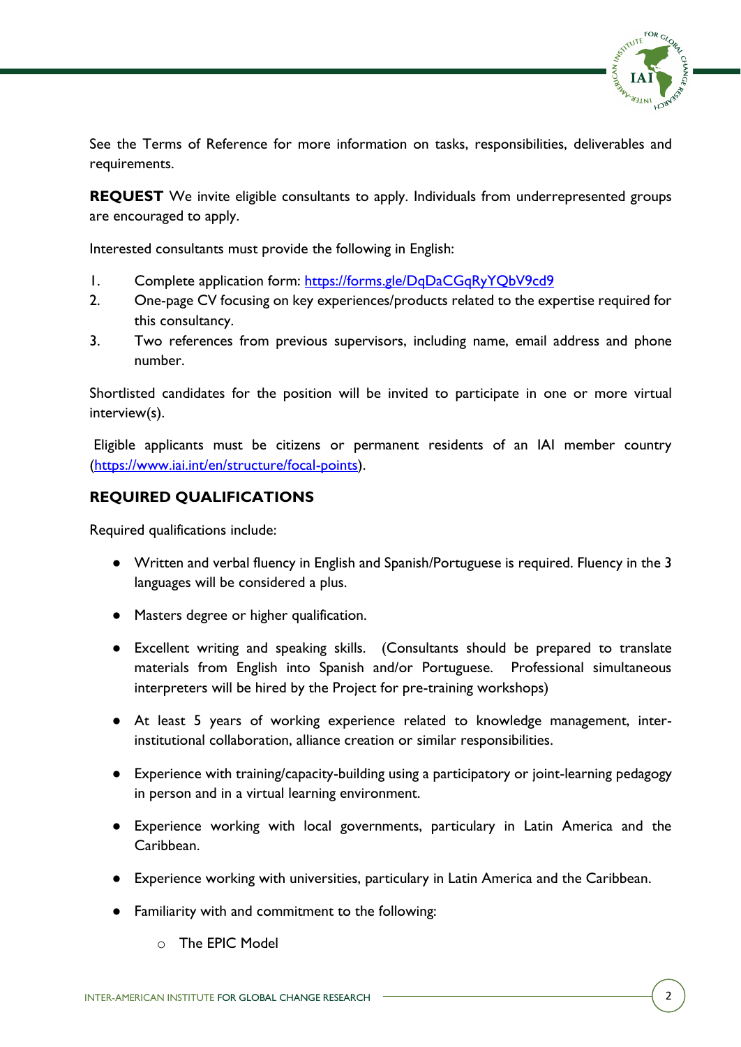See the Terms of Reference for more information on tasks, responsibilities, deliverables and requirements.

**REQUEST** We invite eligible consultants to apply. Individuals from underrepresented groups are encouraged to apply.

Interested consultants must provide the following in English:

1. Complete application form: https://forms.gle/DqDaCGqRyYQbV9cd9
2. One-page CV focusing on key experiences/products related to the expertise required for this consultancy.
3. Two references from previous supervisors, including name, email address and phone number.

Shortlisted candidates for the position will be invited to participate in one or more virtual interview(s).

Eligible applicants must be citizens or permanent residents of an IAI member country (https://www.iai.int/en/structure/focal-points).

## REQUIRED QUALIFICATIONS

Required qualifications include:

- Written and verbal fluency in English and Spanish/Portuguese is required. Fluency in the 3 languages will be considered a plus.
- Masters degree or higher qualification.
- Excellent writing and speaking skills. (Consultants should be prepared to translate materials from English into Spanish and/or Portuguese. Professional simultaneous interpreters will be hired by the Project for pre-training workshops)
- At least 5 years of working experience related to knowledge management, inter-institutional collaboration, alliance creation or similar responsibilities.
- Experience with training/capacity-building using a participatory or joint-learning pedagogy in person and in a virtual learning environment.
- Experience working with local governments, particulary in Latin America and the Caribbean.
- Experience working with universities, particulary in Latin America and the Caribbean.
- Familiarity with and commitment to the following:
    - The EPIC Model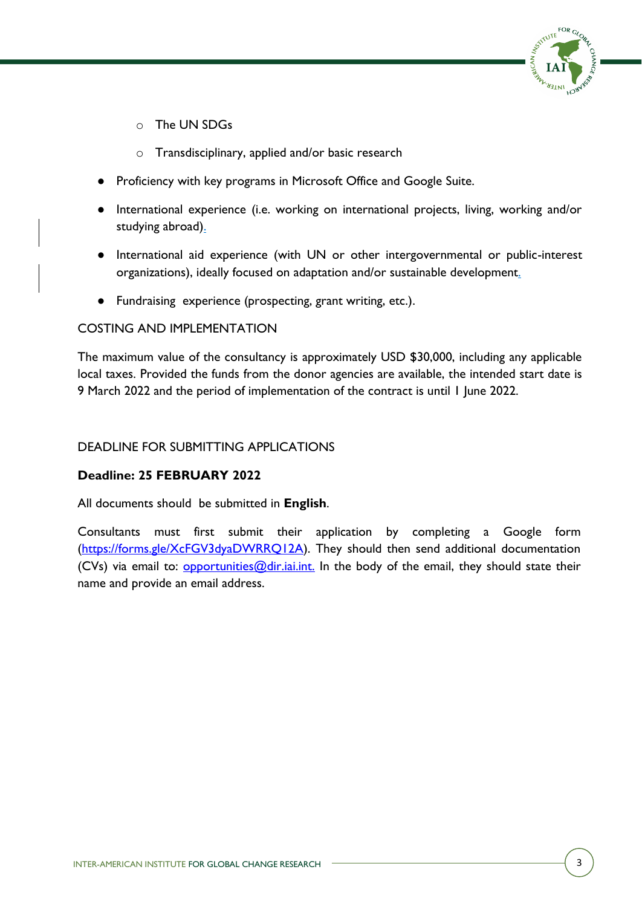- The UN SDGs
    - Transdisciplinary, applied and/or basic research
- Proficiency with key programs in Microsoft Office and Google Suite.
- International experience (i.e. working on international projects, living, working and/or studying abroad).
- International aid experience (with UN or other intergovernmental or public-interest organizations), ideally focused on adaptation and/or sustainable development.
- Fundraising experience (prospecting, grant writing, etc.).

## COSTING AND IMPLEMENTATION

The maximum value of the consultancy is approximately USD $30,000, including any applicable local taxes. Provided the funds from the donor agencies are available, the intended start date is 9 March 2022 and the period of implementation of the contract is until 1 June 2022.

## DEADLINE FOR SUBMITTING APPLICATIONS

**Deadline: 25 FEBRUARY 2022**

All documents should be submitted in **English**.

Consultants must first submit their application by completing a Google form (https://forms.gle/XcFGV3dyaDWRRQ12A). They should then send additional documentation (CVs) via email to: opportunities@dir.iai.int. In the body of the email, they should state their name and provide an email address.